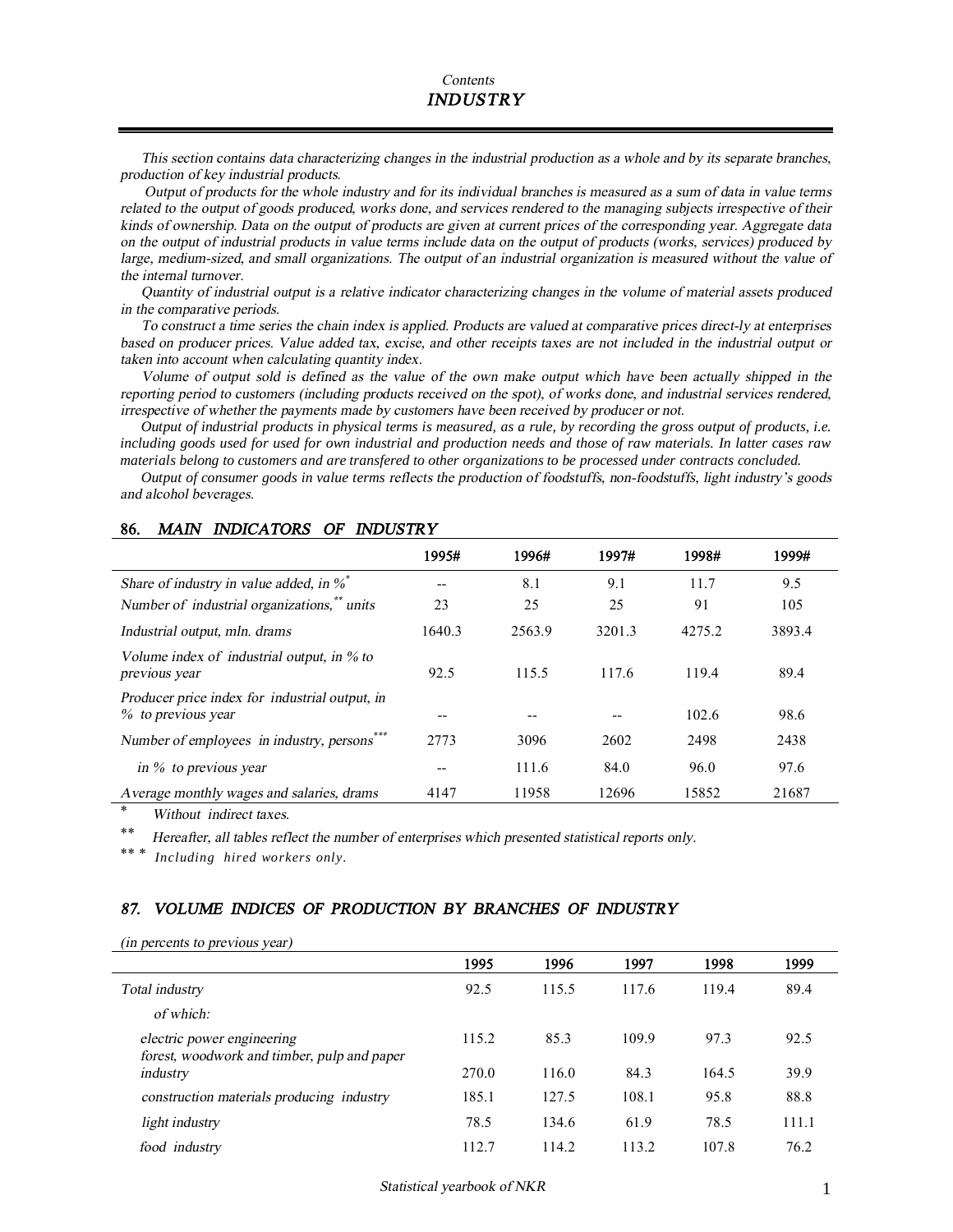*Contents*

# *INDUSTRY*

*This section contains data characterizing changes in the industrial production as a whole and by its separate branches, production of key industrial products.*

*Output of products for the whole industry and for its individual branches is measured as a sum of data in value terms related to the output of goods produced, works done, and services rendered to the managing subjects irrespective of their kinds of ownership. Data on the output of products are given at current prices of the corresponding year. Aggregate data on the output of industrial products in value terms include data on the output of products (works, services) produced by large, medium-sized, and small organizations. The output of an industrial organization is measured without the value of the internal turnover.*

*Quantity of industrial output is a relative indicator characterizing changes in the volume of material assets produced in the comparative periods.*

*To construct a time series the chain index is applied. Products are valued at comparative prices direct-ly at enterprises based on producer prices. Value added tax, excise, and other receipts taxes are not included in the industrial output or taken into account when calculating quantity index.*

*Volume of output sold is defined as the value of the own make output which have been actually shipped in the reporting period to customers (including products received on the spot), of works done, and industrial services rendered, irrespective of whether the payments made by customers have been received by producer or not.*

*Output of industrial products in physical terms is measured, as a rule, by recording the gross output of products, i.e. including goods used for used for own industrial and production needs and those of raw materials. In latter cases raw materials belong to customers and are transfered to other organizations to be processed under contracts concluded.*

*Output of consumer goods in value terms reflects the production of foodstuffs, non-foodstuffs, light industry's goods and alcohol beverages.*

## 86. *MAIN INDICATORS OF INDUSTRY*

| | 1995# | 1996# | 1997# | 1998# | 1999# |
|---|---|---|---|---|---|
| *Share of industry in value added, in %*[*] | -- | 8.1 | 9.1 | 11.7 | 9.5 |
| *Number of industrial organizations,*[**] *units* | 23 | 25 | 25 | 91 | 105 |
| *Industrial output, mln. drams* | 1640.3 | 2563.9 | 3201.3 | 4275.2 | 3893.4 |
| *Volume index of industrial output, in % to previous year* | 92.5 | 115.5 | 117.6 | 119.4 | 89.4 |
| *Producer price index for industrial output, in % to previous year* | -- | -- | -- | 102.6 | 98.6 |
| *Number of employees in industry, persons*[***] | 2773 | 3096 | 2602 | 2498 | 2438 |
| *in % to previous year* | -- | 111.6 | 84.0 | 96.0 | 97.6 |
| *Average monthly wages and salaries, drams* | 4147 | 11958 | 12696 | 15852 | 21687 |

\* *Without indirect taxes.*

\*\* *Hereafter, all tables reflect the number of enterprises which presented statistical reports only.*

\*\*\* *Including hired workers only.*

## 87. *VOLUME INDICES OF PRODUCTION BY BRANCHES OF INDUSTRY*

*(in percents to previous year)*

| | 1995 | 1996 | 1997 | 1998 | 1999 |
|---|---|---|---|---|---|
| *Total industry* | 92.5 | 115.5 | 117.6 | 119.4 | 89.4 |
| *of which:* | | | | | |
| *electric power engineering* | 115.2 | 85.3 | 109.9 | 97.3 | 92.5 |
| *forest, woodwork and timber, pulp and paper industry* | 270.0 | 116.0 | 84.3 | 164.5 | 39.9 |
| *construction materials producing industry* | 185.1 | 127.5 | 108.1 | 95.8 | 88.8 |
| *light industry* | 78.5 | 134.6 | 61.9 | 78.5 | 111.1 |
| *food industry* | 112.7 | 114.2 | 113.2 | 107.8 | 76.2 |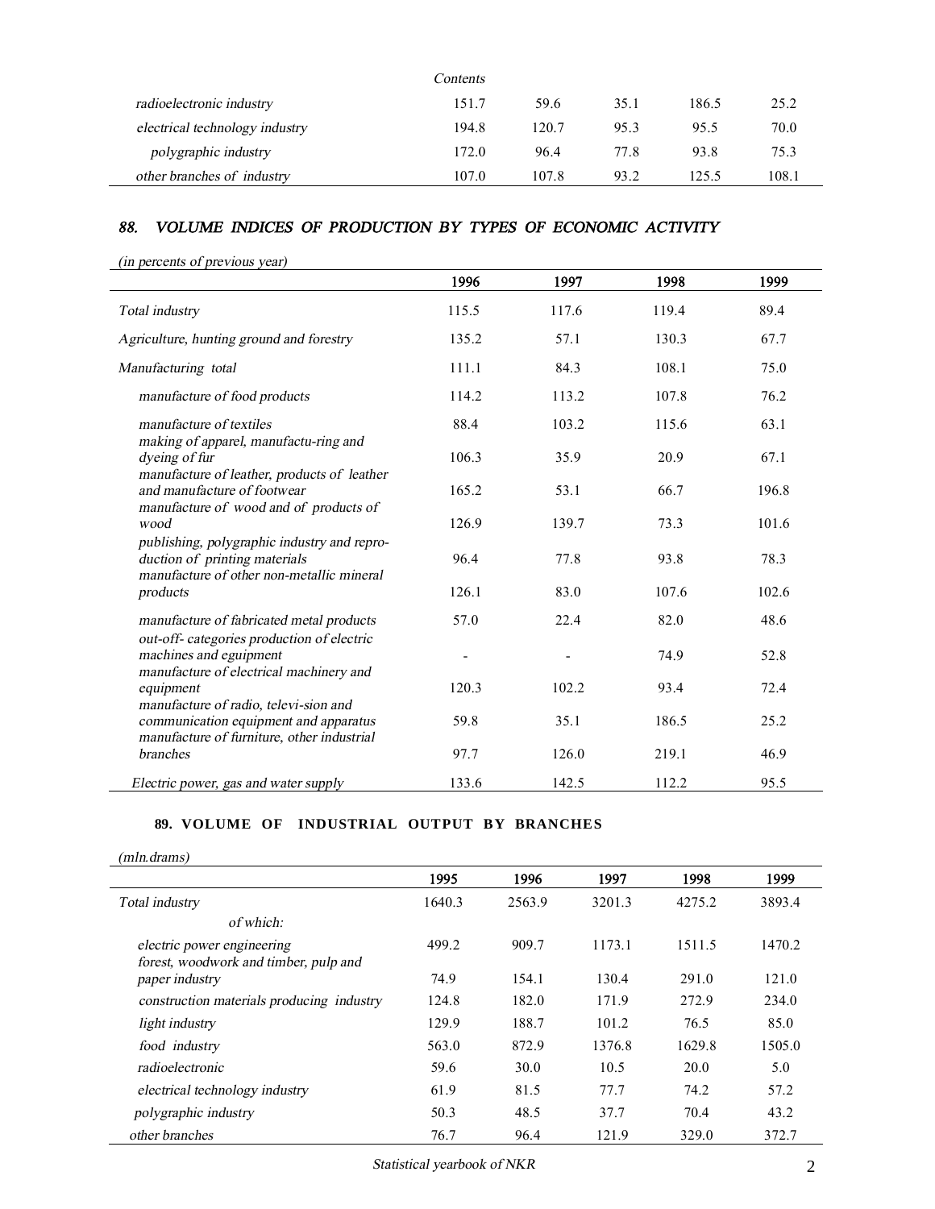| Contents | | | | | |
|---|---|---|---|---|---|
| *radioelectronic industry* | 151.7 | 59.6 | 35.1 | 186.5 | 25.2 |
| *electrical technology industry* | 194.8 | 120.7 | 95.3 | 95.5 | 70.0 |
| *polygraphic industry* | 172.0 | 96.4 | 77.8 | 93.8 | 75.3 |
| *other branches of industry* | 107.0 | 107.8 | 93.2 | 125.5 | 108.1 |

## *88. VOLUME INDICES OF PRODUCTION BY TYPES OF ECONOMIC ACTIVITY*

*(in percents of previous year)*

| | 1996 | 1997 | 1998 | 1999 |
|---|---|---|---|---|
| *Total industry* | 115.5 | 117.6 | 119.4 | 89.4 |
| *Agriculture, hunting ground and forestry* | 135.2 | 57.1 | 130.3 | 67.7 |
| *Manufacturing total* | 111.1 | 84.3 | 108.1 | 75.0 |
| *manufacture of food products* | 114.2 | 113.2 | 107.8 | 76.2 |
| *manufacture of textiles* | 88.4 | 103.2 | 115.6 | 63.1 |
| *making of apparel, manufactu-ring and dyeing of fur* | 106.3 | 35.9 | 20.9 | 67.1 |
| *manufacture of leather, products of leather and manufacture of footwear* | 165.2 | 53.1 | 66.7 | 196.8 |
| *manufacture of wood and of products of wood* | 126.9 | 139.7 | 73.3 | 101.6 |
| *publishing, polygraphic industry and repro-duction of printing materials* | 96.4 | 77.8 | 93.8 | 78.3 |
| *manufacture of other non-metallic mineral products* | 126.1 | 83.0 | 107.6 | 102.6 |
| *manufacture of fabricated metal products* | 57.0 | 22.4 | 82.0 | 48.6 |
| *out-off- categories production of electric machines and eguipment* | - | - | 74.9 | 52.8 |
| *manufacture of electrical machinery and equipment* | 120.3 | 102.2 | 93.4 | 72.4 |
| *manufacture of radio, televi-sion and communication equipment and apparatus* | 59.8 | 35.1 | 186.5 | 25.2 |
| *manufacture of furniture, other industrial branches* | 97.7 | 126.0 | 219.1 | 46.9 |
| *Electric power, gas and water supply* | 133.6 | 142.5 | 112.2 | 95.5 |

## 89. VOLUME OF INDUSTRIAL OUTPUT BY BRANCHES

*(mln.drams)*

| | 1995 | 1996 | 1997 | 1998 | 1999 |
|---|---|---|---|---|---|
| *Total industry* | 1640.3 | 2563.9 | 3201.3 | 4275.2 | 3893.4 |
| *of which:* | | | | | |
| *electric power engineering* | 499.2 | 909.7 | 1173.1 | 1511.5 | 1470.2 |
| *forest, woodwork and timber, pulp and paper industry* | 74.9 | 154.1 | 130.4 | 291.0 | 121.0 |
| *construction materials producing industry* | 124.8 | 182.0 | 171.9 | 272.9 | 234.0 |
| *light industry* | 129.9 | 188.7 | 101.2 | 76.5 | 85.0 |
| *food industry* | 563.0 | 872.9 | 1376.8 | 1629.8 | 1505.0 |
| *radioelectronic* | 59.6 | 30.0 | 10.5 | 20.0 | 5.0 |
| *electrical technology industry* | 61.9 | 81.5 | 77.7 | 74.2 | 57.2 |
| *polygraphic industry* | 50.3 | 48.5 | 37.7 | 70.4 | 43.2 |
| *other branches* | 76.7 | 96.4 | 121.9 | 329.0 | 372.7 |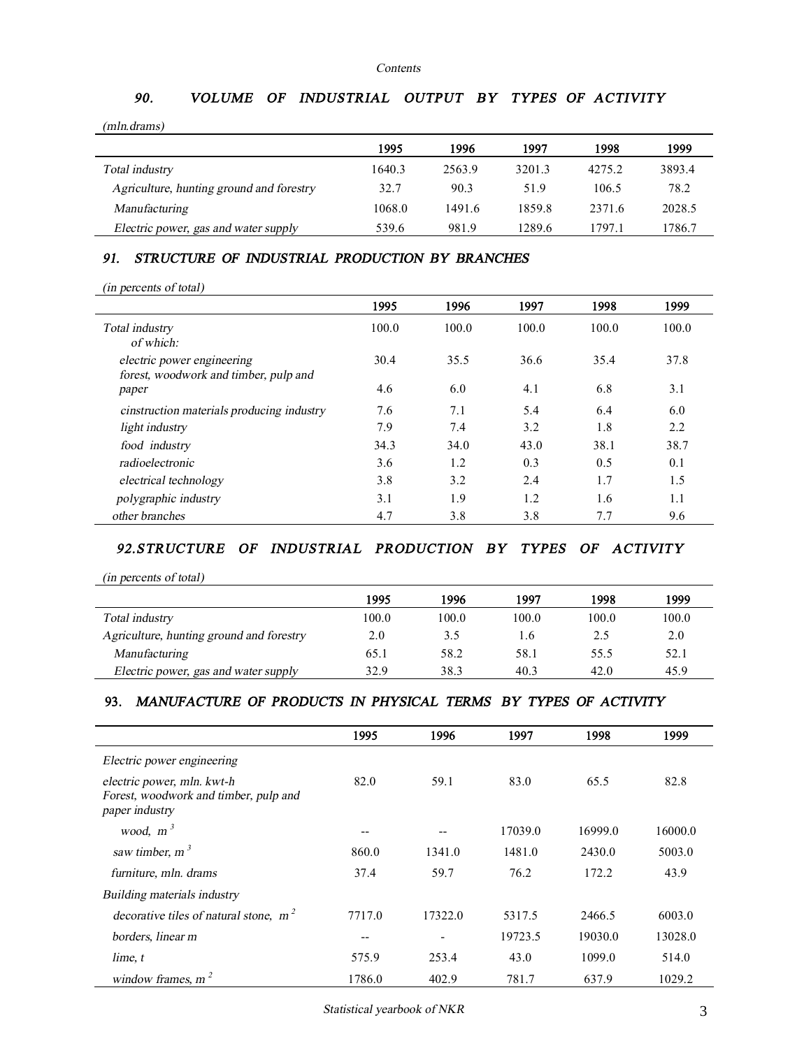*Contents*

## *90. VOLUME OF INDUSTRIAL OUTPUT BY TYPES OF ACTIVITY*

*(mln.drams)*

| | 1995 | 1996 | 1997 | 1998 | 1999 |
|---|---|---|---|---|---|
| *Total industry* | 1640.3 | 2563.9 | 3201.3 | 4275.2 | 3893.4 |
| *Agriculture, hunting ground and forestry* | 32.7 | 90.3 | 51.9 | 106.5 | 78.2 |
| *Manufacturing* | 1068.0 | 1491.6 | 1859.8 | 2371.6 | 2028.5 |
| *Electric power, gas and water supply* | 539.6 | 981.9 | 1289.6 | 1797.1 | 1786.7 |

## *91. STRUCTURE OF INDUSTRIAL PRODUCTION BY BRANCHES*

*(in percents of total)*

| | 1995 | 1996 | 1997 | 1998 | 1999 |
|---|---|---|---|---|---|
| *Total industry* *of which:* | 100.0 | 100.0 | 100.0 | 100.0 | 100.0 |
| *electric power engineering* | 30.4 | 35.5 | 36.6 | 35.4 | 37.8 |
| *forest, woodwork and timber, pulp and paper* | 4.6 | 6.0 | 4.1 | 6.8 | 3.1 |
| *cinstruction materials producing industry* | 7.6 | 7.1 | 5.4 | 6.4 | 6.0 |
| *light industry* | 7.9 | 7.4 | 3.2 | 1.8 | 2.2 |
| *food industry* | 34.3 | 34.0 | 43.0 | 38.1 | 38.7 |
| *radioelectronic* | 3.6 | 1.2 | 0.3 | 0.5 | 0.1 |
| *electrical technology* | 3.8 | 3.2 | 2.4 | 1.7 | 1.5 |
| *polygraphic industry* | 3.1 | 1.9 | 1.2 | 1.6 | 1.1 |
| *other branches* | 4.7 | 3.8 | 3.8 | 7.7 | 9.6 |

## *92.STRUCTURE OF INDUSTRIAL PRODUCTION BY TYPES OF ACTIVITY*

*(in percents of total)*

| | 1995 | 1996 | 1997 | 1998 | 1999 |
|---|---|---|---|---|---|
| *Total industry* | 100.0 | 100.0 | 100.0 | 100.0 | 100.0 |
| *Agriculture, hunting ground and forestry* | 2.0 | 3.5 | 1.6 | 2.5 | 2.0 |
| *Manufacturing* | 65.1 | 58.2 | 58.1 | 55.5 | 52.1 |
| *Electric power, gas and water supply* | 32.9 | 38.3 | 40.3 | 42.0 | 45.9 |

## 93. *MANUFACTURE OF PRODUCTS IN PHYSICAL TERMS BY TYPES OF ACTIVITY*

| | 1995 | 1996 | 1997 | 1998 | 1999 |
|---|---|---|---|---|---|
| *Electric power engineering* | | | | | |
| *electric power, mln. kwt-h* | 82.0 | 59.1 | 83.0 | 65.5 | 82.8 |
| *Forest, woodwork and timber, pulp and paper industry* | | | | | |
| *wood, $m^3$* | -- | -- | 17039.0 | 16999.0 | 16000.0 |
| *saw timber, $m^3$* | 860.0 | 1341.0 | 1481.0 | 2430.0 | 5003.0 |
| *furniture, mln. drams* | 37.4 | 59.7 | 76.2 | 172.2 | 43.9 |
| *Building materials industry* | | | | | |
| *decorative tiles of natural stone, $m^2$* | 7717.0 | 17322.0 | 5317.5 | 2466.5 | 6003.0 |
| *borders, linear m* | -- | - | 19723.5 | 19030.0 | 13028.0 |
| *lime, t* | 575.9 | 253.4 | 43.0 | 1099.0 | 514.0 |
| *window frames, $m^2$* | 1786.0 | 402.9 | 781.7 | 637.9 | 1029.2 |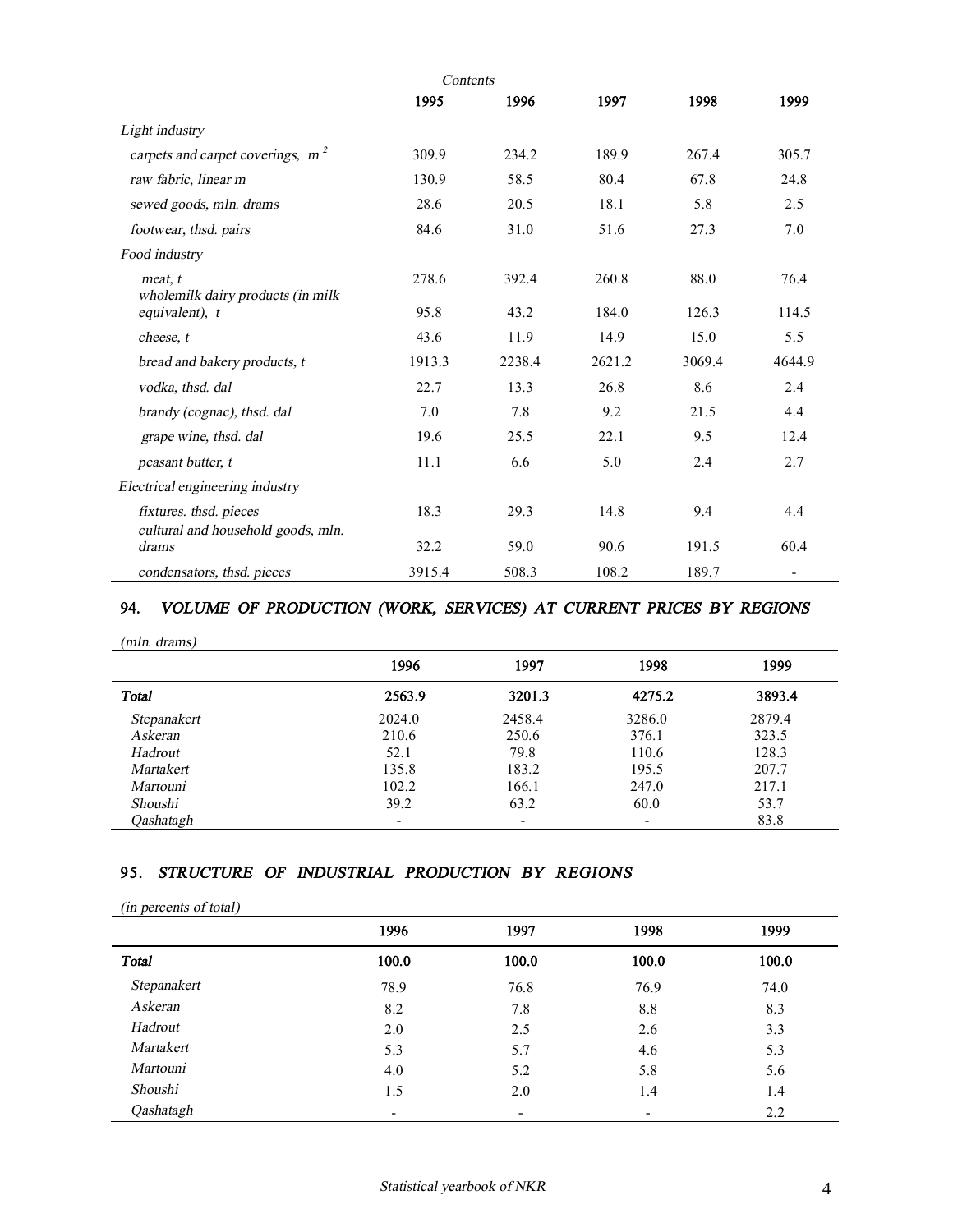*Contents*

| | 1995 | 1996 | 1997 | 1998 | 1999 |
|---|---|---|---|---|---|
| *Light industry* | | | | | |
| *carpets and carpet coverings, $m^2$* | 309.9 | 234.2 | 189.9 | 267.4 | 305.7 |
| *raw fabric, linear m* | 130.9 | 58.5 | 80.4 | 67.8 | 24.8 |
| *sewed goods, mln. drams* | 28.6 | 20.5 | 18.1 | 5.8 | 2.5 |
| *footwear, thsd. pairs* | 84.6 | 31.0 | 51.6 | 27.3 | 7.0 |
| *Food industry* | | | | | |
| *meat, t* | 278.6 | 392.4 | 260.8 | 88.0 | 76.4 |
| *wholemilk dairy products (in milk equivalent), t* | 95.8 | 43.2 | 184.0 | 126.3 | 114.5 |
| *cheese, t* | 43.6 | 11.9 | 14.9 | 15.0 | 5.5 |
| *bread and bakery products, t* | 1913.3 | 2238.4 | 2621.2 | 3069.4 | 4644.9 |
| *vodka, thsd. dal* | 22.7 | 13.3 | 26.8 | 8.6 | 2.4 |
| *brandy (cognac), thsd. dal* | 7.0 | 7.8 | 9.2 | 21.5 | 4.4 |
| *grape wine, thsd. dal* | 19.6 | 25.5 | 22.1 | 9.5 | 12.4 |
| *peasant butter, t* | 11.1 | 6.6 | 5.0 | 2.4 | 2.7 |
| *Electrical engineering industry* | | | | | |
| *fixtures. thsd. pieces* | 18.3 | 29.3 | 14.8 | 9.4 | 4.4 |
| *cultural and household goods, mln. drams* | 32.2 | 59.0 | 90.6 | 191.5 | 60.4 |
| *condensators, thsd. pieces* | 3915.4 | 508.3 | 108.2 | 189.7 | - |

## 94. *VOLUME OF PRODUCTION (WORK, SERVICES) AT CURRENT PRICES BY REGIONS*

*(mln. drams)*

| | 1996 | 1997 | 1998 | 1999 |
|---|---|---|---|---|
| ***Total*** | **2563.9** | **3201.3** | **4275.2** | **3893.4** |
| *Stepanakert* | 2024.0 | 2458.4 | 3286.0 | 2879.4 |
| *Askeran* | 210.6 | 250.6 | 376.1 | 323.5 |
| *Hadrout* | 52.1 | 79.8 | 110.6 | 128.3 |
| *Martakert* | 135.8 | 183.2 | 195.5 | 207.7 |
| *Martouni* | 102.2 | 166.1 | 247.0 | 217.1 |
| *Shoushi* | 39.2 | 63.2 | 60.0 | 53.7 |
| *Qashatagh* | - | - | - | 83.8 |

## 95. *STRUCTURE OF INDUSTRIAL PRODUCTION BY REGIONS*

*(in percents of total)*

| | 1996 | 1997 | 1998 | 1999 |
|---|---|---|---|---|
| ***Total*** | **100.0** | **100.0** | **100.0** | **100.0** |
| *Stepanakert* | 78.9 | 76.8 | 76.9 | 74.0 |
| *Askeran* | 8.2 | 7.8 | 8.8 | 8.3 |
| *Hadrout* | 2.0 | 2.5 | 2.6 | 3.3 |
| *Martakert* | 5.3 | 5.7 | 4.6 | 5.3 |
| *Martouni* | 4.0 | 5.2 | 5.8 | 5.6 |
| *Shoushi* | 1.5 | 2.0 | 1.4 | 1.4 |
| *Qashatagh* | - | - | - | 2.2 |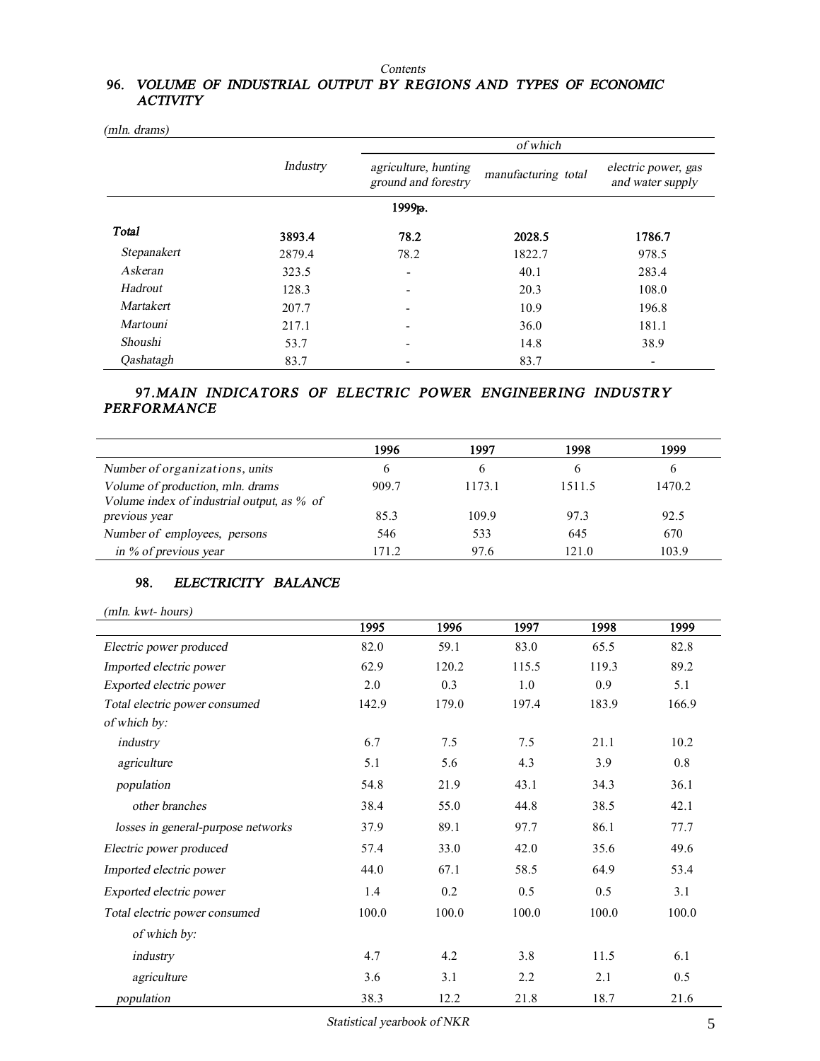*Contents*

## 96. *VOLUME OF INDUSTRIAL OUTPUT BY REGIONS AND TYPES OF ECONOMIC ACTIVITY*

*(mln. drams)*

| | Industry | of which | | |
|---|---|---|---|---|
| | | agriculture, hunting ground and forestry | manufacturing total | electric power, gas and water supply |
| | | 1999p. | | |
| **Total** | **3893.4** | **78.2** | **2028.5** | **1786.7** |
| Stepanakert | 2879.4 | 78.2 | 1822.7 | 978.5 |
| Askeran | 323.5 | - | 40.1 | 283.4 |
| Hadrout | 128.3 | - | 20.3 | 108.0 |
| Martakert | 207.7 | - | 10.9 | 196.8 |
| Martouni | 217.1 | - | 36.0 | 181.1 |
| Shoushi | 53.7 | - | 14.8 | 38.9 |
| Qashatagh | 83.7 | - | 83.7 | - |

## 97. *MAIN INDICATORS OF ELECTRIC POWER ENGINEERING INDUSTRY PERFORMANCE*

| | 1996 | 1997 | 1998 | 1999 |
|---|---|---|---|---|
| Number of organizations, units | 6 | 6 | 6 | 6 |
| Volume of production, mln. drams | 909.7 | 1173.1 | 1511.5 | 1470.2 |
| Volume index of industrial output, as % of previous year | 85.3 | 109.9 | 97.3 | 92.5 |
| Number of employees, persons | 546 | 533 | 645 | 670 |
| in % of previous year | 171.2 | 97.6 | 121.0 | 103.9 |

## 98. *ELECTRICITY BALANCE*

*(mln. kwt- hours)*

| | 1995 | 1996 | 1997 | 1998 | 1999 |
|---|---|---|---|---|---|
| Electric power produced | 82.0 | 59.1 | 83.0 | 65.5 | 82.8 |
| Imported electric power | 62.9 | 120.2 | 115.5 | 119.3 | 89.2 |
| Exported electric power | 2.0 | 0.3 | 1.0 | 0.9 | 5.1 |
| Total electric power consumed | 142.9 | 179.0 | 197.4 | 183.9 | 166.9 |
| of which by: | | | | | |
| industry | 6.7 | 7.5 | 7.5 | 21.1 | 10.2 |
| agriculture | 5.1 | 5.6 | 4.3 | 3.9 | 0.8 |
| population | 54.8 | 21.9 | 43.1 | 34.3 | 36.1 |
| other branches | 38.4 | 55.0 | 44.8 | 38.5 | 42.1 |
| losses in general-purpose networks | 37.9 | 89.1 | 97.7 | 86.1 | 77.7 |
| Electric power produced | 57.4 | 33.0 | 42.0 | 35.6 | 49.6 |
| Imported electric power | 44.0 | 67.1 | 58.5 | 64.9 | 53.4 |
| Exported electric power | 1.4 | 0.2 | 0.5 | 0.5 | 3.1 |
| Total electric power consumed | 100.0 | 100.0 | 100.0 | 100.0 | 100.0 |
| of which by: | | | | | |
| industry | 4.7 | 4.2 | 3.8 | 11.5 | 6.1 |
| agriculture | 3.6 | 3.1 | 2.2 | 2.1 | 0.5 |
| population | 38.3 | 12.2 | 21.8 | 18.7 | 21.6 |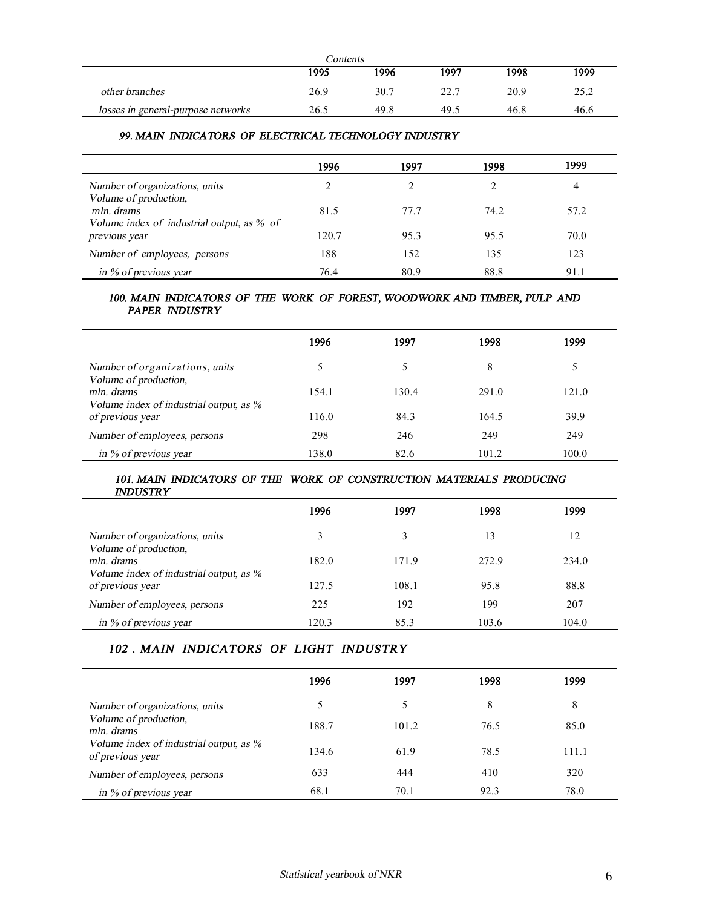*Contents*

| | 1995 | 1996 | 1997 | 1998 | 1999 |
|---|---|---|---|---|---|
| *other branches* | 26.9 | 30.7 | 22.7 | 20.9 | 25.2 |
| *losses in general-purpose networks* | 26.5 | 49.8 | 49.5 | 46.8 | 46.6 |

### *99. MAIN INDICATORS OF ELECTRICAL TECHNOLOGY INDUSTRY*

| | 1996 | 1997 | 1998 | 1999 |
|---|---|---|---|---|
| *Number of organizations, units* | 2 | 2 | 2 | 4 |
| *Volume of production, mln. drams* | 81.5 | 77.7 | 74.2 | 57.2 |
| *Volume index of industrial output, as % of previous year* | 120.7 | 95.3 | 95.5 | 70.0 |
| *Number of employees, persons* | 188 | 152 | 135 | 123 |
| *in % of previous year* | 76.4 | 80.9 | 88.8 | 91.1 |

### *100. MAIN INDICATORS OF THE WORK OF FOREST, WOODWORK AND TIMBER, PULP AND PAPER INDUSTRY*

| | 1996 | 1997 | 1998 | 1999 |
|---|---|---|---|---|
| *Number of organizations, units* | 5 | 5 | 8 | 5 |
| *Volume of production, mln. drams* | 154.1 | 130.4 | 291.0 | 121.0 |
| *Volume index of industrial output, as % of previous year* | 116.0 | 84.3 | 164.5 | 39.9 |
| *Number of employees, persons* | 298 | 246 | 249 | 249 |
| *in % of previous year* | 138.0 | 82.6 | 101.2 | 100.0 |

### *101. MAIN INDICATORS OF THE WORK OF CONSTRUCTION MATERIALS PRODUCING INDUSTRY*

| | 1996 | 1997 | 1998 | 1999 |
|---|---|---|---|---|
| *Number of organizations, units* | 3 | 3 | 13 | 12 |
| *Volume of production, mln. drams* | 182.0 | 171.9 | 272.9 | 234.0 |
| *Volume index of industrial output, as % of previous year* | 127.5 | 108.1 | 95.8 | 88.8 |
| *Number of employees, persons* | 225 | 192 | 199 | 207 |
| *in % of previous year* | 120.3 | 85.3 | 103.6 | 104.0 |

### *102 . MAIN INDICATORS OF LIGHT INDUSTRY*

| | 1996 | 1997 | 1998 | 1999 |
|---|---|---|---|---|
| *Number of organizations, units* | 5 | 5 | 8 | 8 |
| *Volume of production, mln. drams* | 188.7 | 101.2 | 76.5 | 85.0 |
| *Volume index of industrial output, as % of previous year* | 134.6 | 61.9 | 78.5 | 111.1 |
| *Number of employees, persons* | 633 | 444 | 410 | 320 |
| *in % of previous year* | 68.1 | 70.1 | 92.3 | 78.0 |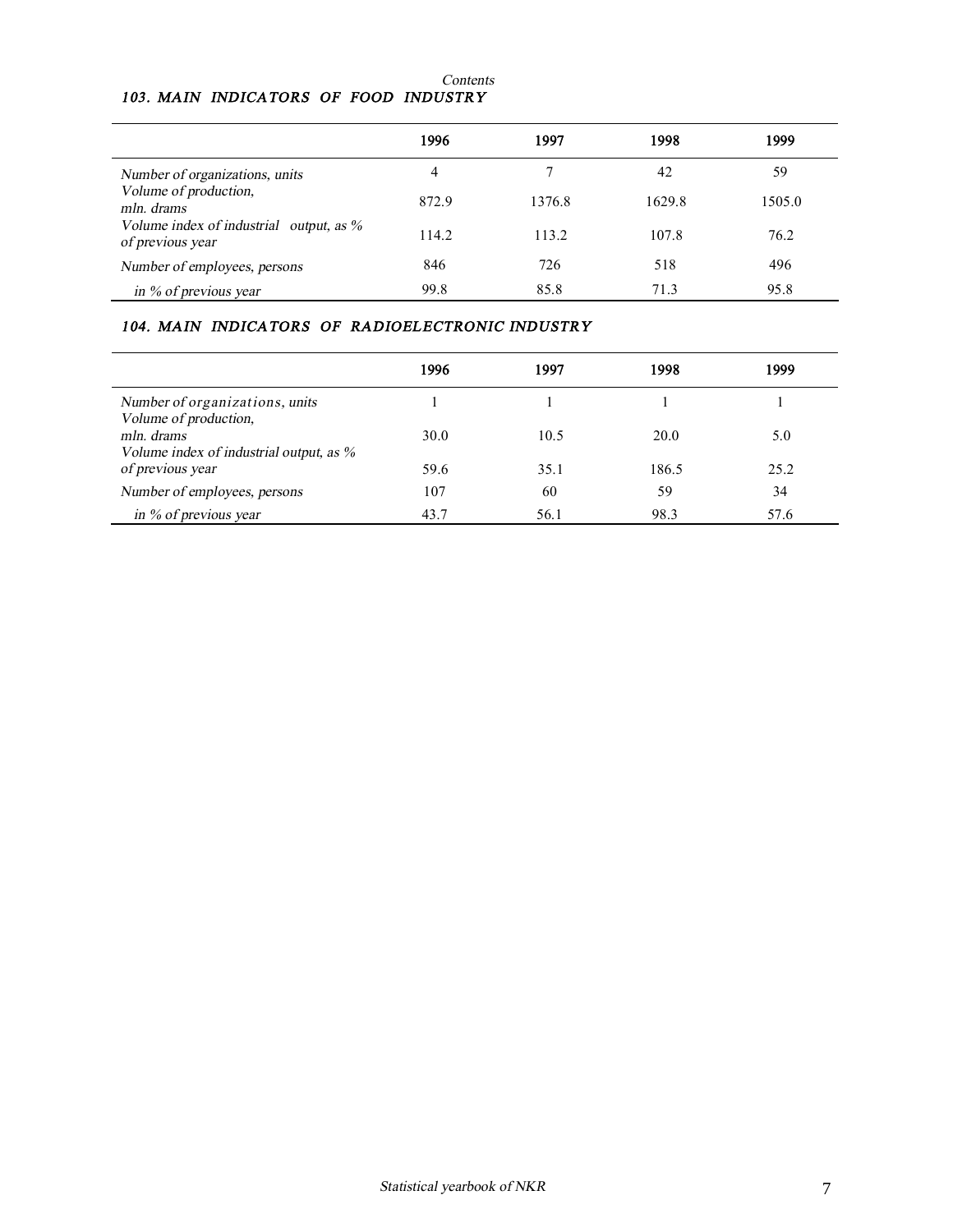*Contents*

### *103. MAIN INDICATORS OF FOOD INDUSTRY*

| | 1996 | 1997 | 1998 | 1999 |
|---|---|---|---|---|
| *Number of organizations, units* | 4 | 7 | 42 | 59 |
| *Volume of production, mln. drams* | 872.9 | 1376.8 | 1629.8 | 1505.0 |
| *Volume index of industrial output, as % of previous year* | 114.2 | 113.2 | 107.8 | 76.2 |
| *Number of employees, persons* | 846 | 726 | 518 | 496 |
| *in % of previous year* | 99.8 | 85.8 | 71.3 | 95.8 |

### *104. MAIN INDICATORS OF RADIOELECTRONIC INDUSTRY*

| | 1996 | 1997 | 1998 | 1999 |
|---|---|---|---|---|
| *Number of organizations, units* | 1 | 1 | 1 | 1 |
| *Volume of production, mln. drams* | 30.0 | 10.5 | 20.0 | 5.0 |
| *Volume index of industrial output, as % of previous year* | 59.6 | 35.1 | 186.5 | 25.2 |
| *Number of employees, persons* | 107 | 60 | 59 | 34 |
| *in % of previous year* | 43.7 | 56.1 | 98.3 | 57.6 |